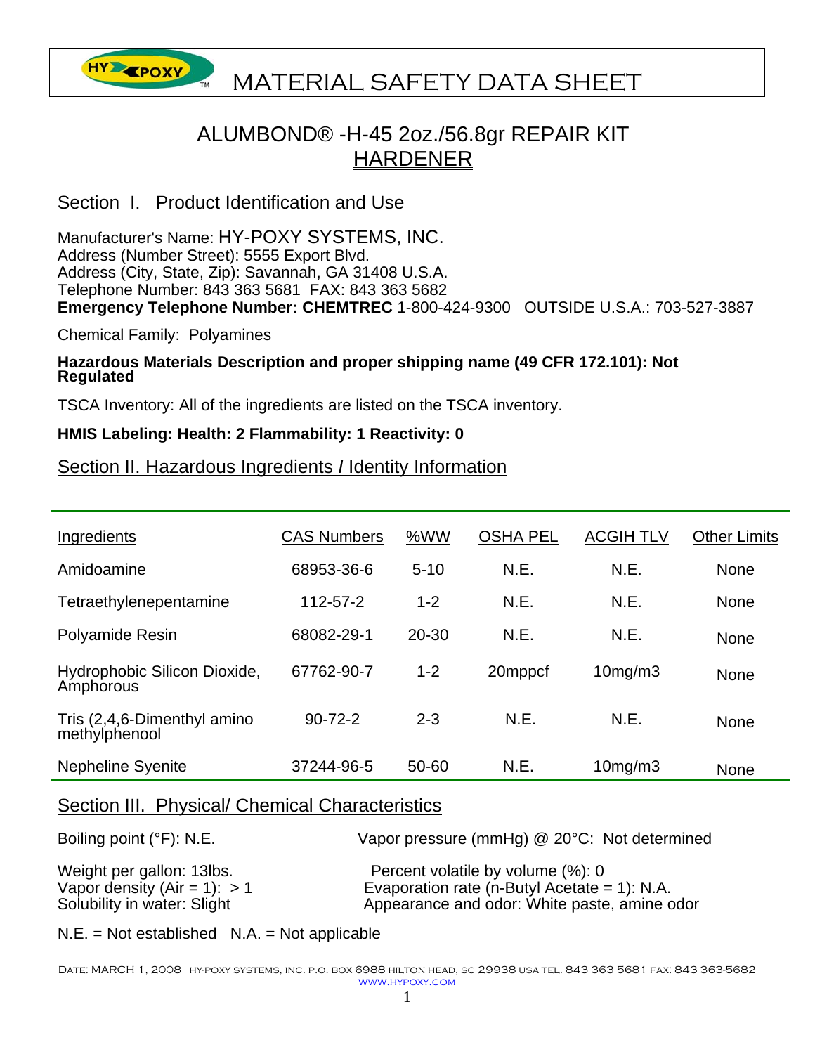# MATERIAL SAFETY DATA SHEET

## ALUMBOND® -H-45 2oz./56.8gr REPAIR KIT HARDENER

## Section I. Product Identification and Use

Manufacturer's Name: HY-POXY SYSTEMS, INC.
Address (Number Street): 5555 Export Blvd.
Address (City, State, Zip): Savannah, GA 31408 U.S.A.
Telephone Number: 843 363 5681 FAX: 843 363 5682
**Emergency Telephone Number: CHEMTREC** 1-800-424-9300 OUTSIDE U.S.A.: 703-527-3887

Chemical Family: Polyamines

**Hazardous Materials Description and proper shipping name (49 CFR 172.101): Not Regulated**

TSCA Inventory: All of the ingredients are listed on the TSCA inventory.

**HMIS Labeling: Health: 2 Flammability: 1 Reactivity: 0**

## Section II. Hazardous Ingredients / Identity Information

| Ingredients | CAS Numbers | %WW | OSHA PEL | ACGIH TLV | Other Limits |
|---|---|---|---|---|---|
| Amidoamine | 68953-36-6 | 5-10 | N.E. | N.E. | None |
| Tetraethylenepentamine | 112-57-2 | 1-2 | N.E. | N.E. | None |
| Polyamide Resin | 68082-29-1 | 20-30 | N.E. | N.E. | None |
| Hydrophobic Silicon Dioxide, Amphorous | 67762-90-7 | 1-2 | 20mppcf | 10mg/m3 | None |
| Tris (2,4,6-Dimenthyl amino methylphenool | 90-72-2 | 2-3 | N.E. | N.E. | None |
| Nepheline Syenite | 37244-96-5 | 50-60 | N.E. | 10mg/m3 | None |

## Section III. Physical/ Chemical Characteristics

Boiling point (°F): N.E.
Vapor pressure (mmHg) @ 20°C: Not determined
Weight per gallon: 13lbs.
Percent volatile by volume (%): 0
Vapor density (Air = 1): > 1
Evaporation rate (n-Butyl Acetate = 1): N.A.
Solubility in water: Slight
Appearance and odor: White paste, amine odor

N.E. = Not established N.A. = Not applicable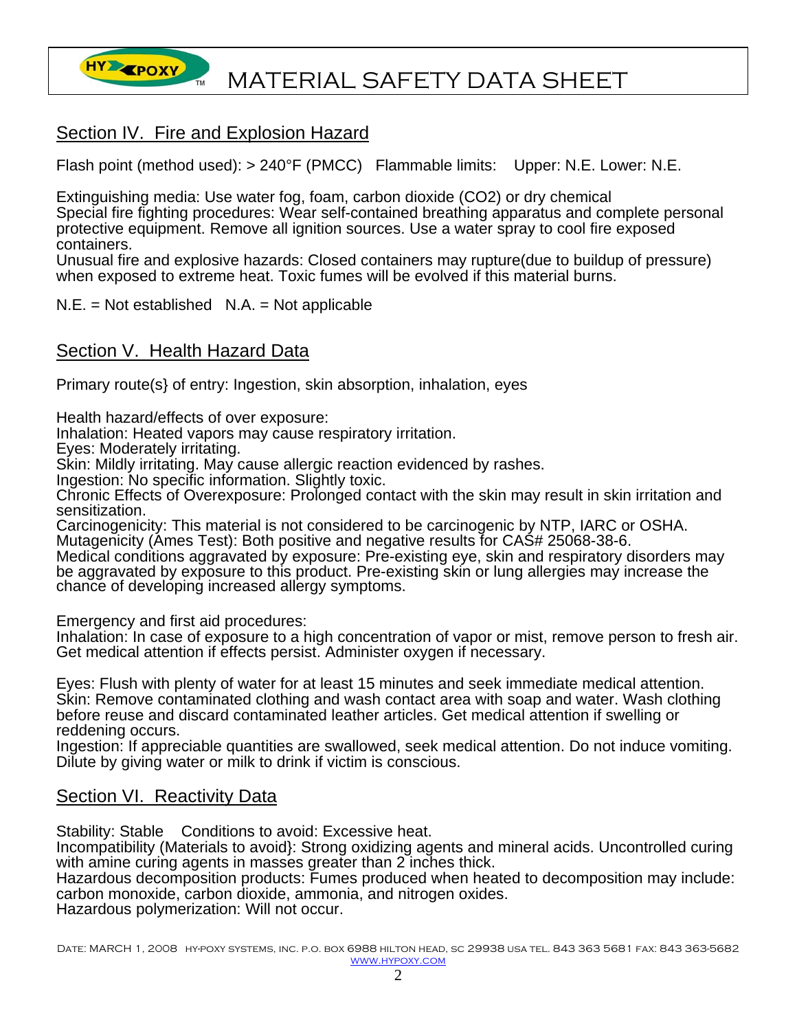## Section IV. Fire and Explosion Hazard

Flash point (method used): > 240°F (PMCC)   Flammable limits:   Upper: N.E. Lower: N.E.

Extinguishing media: Use water fog, foam, carbon dioxide ($CO_2$) or dry chemical
Special fire fighting procedures: Wear self-contained breathing apparatus and complete personal protective equipment. Remove all ignition sources. Use a water spray to cool fire exposed containers.
Unusual fire and explosive hazards: Closed containers may rupture(due to buildup of pressure) when exposed to extreme heat. Toxic fumes will be evolved if this material burns.

N.E. = Not established   N.A. = Not applicable

## Section V. Health Hazard Data

Primary route(s} of entry: Ingestion, skin absorption, inhalation, eyes

Health hazard/effects of over exposure:
Inhalation: Heated vapors may cause respiratory irritation.
Eyes: Moderately irritating.
Skin: Mildly irritating. May cause allergic reaction evidenced by rashes.
Ingestion: No specific information. Slightly toxic.
Chronic Effects of Overexposure: Prolonged contact with the skin may result in skin irritation and sensitization.
Carcinogenicity: This material is not considered to be carcinogenic by NTP, IARC or OSHA.
Mutagenicity (Ames Test): Both positive and negative results for CAS# 25068-38-6.
Medical conditions aggravated by exposure: Pre-existing eye, skin and respiratory disorders may be aggravated by exposure to this product. Pre-existing skin or lung allergies may increase the chance of developing increased allergy symptoms.

Emergency and first aid procedures:
Inhalation: In case of exposure to a high concentration of vapor or mist, remove person to fresh air. Get medical attention if effects persist. Administer oxygen if necessary.

Eyes: Flush with plenty of water for at least 15 minutes and seek immediate medical attention.
Skin: Remove contaminated clothing and wash contact area with soap and water. Wash clothing before reuse and discard contaminated leather articles. Get medical attention if swelling or reddening occurs.
Ingestion: If appreciable quantities are swallowed, seek medical attention. Do not induce vomiting. Dilute by giving water or milk to drink if victim is conscious.

## Section VI. Reactivity Data

Stability: Stable   Conditions to avoid: Excessive heat.
Incompatibility (Materials to avoid}: Strong oxidizing agents and mineral acids. Uncontrolled curing with amine curing agents in masses greater than 2 inches thick.
Hazardous decomposition products: Fumes produced when heated to decomposition may include: carbon monoxide, carbon dioxide, ammonia, and nitrogen oxides.
Hazardous polymerization: Will not occur.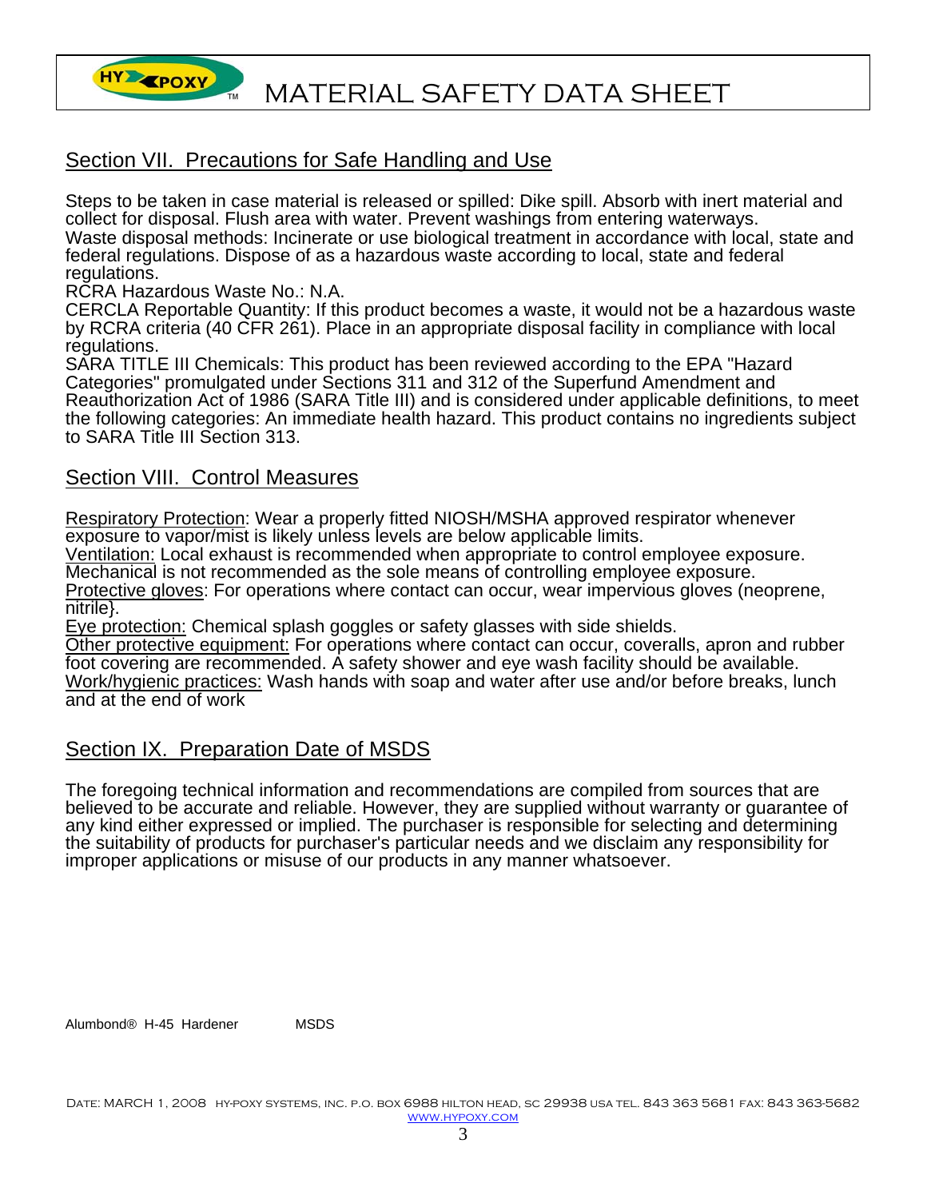## Section VII. Precautions for Safe Handling and Use

Steps to be taken in case material is released or spilled: Dike spill. Absorb with inert material and collect for disposal. Flush area with water. Prevent washings from entering waterways.
Waste disposal methods: Incinerate or use biological treatment in accordance with local, state and federal regulations. Dispose of as a hazardous waste according to local, state and federal regulations.
RCRA Hazardous Waste No.: N.A.
CERCLA Reportable Quantity: If this product becomes a waste, it would not be a hazardous waste by RCRA criteria (40 CFR 261). Place in an appropriate disposal facility in compliance with local regulations.
SARA TITLE III Chemicals: This product has been reviewed according to the EPA "Hazard Categories" promulgated under Sections 311 and 312 of the Superfund Amendment and Reauthorization Act of 1986 (SARA Title III) and is considered under applicable definitions, to meet the following categories: An immediate health hazard. This product contains no ingredients subject to SARA Title III Section 313.

## Section VIII. Control Measures

Respiratory Protection: Wear a properly fitted NIOSH/MSHA approved respirator whenever exposure to vapor/mist is likely unless levels are below applicable limits.
Ventilation: Local exhaust is recommended when appropriate to control employee exposure. Mechanical is not recommended as the sole means of controlling employee exposure.
Protective gloves: For operations where contact can occur, wear impervious gloves (neoprene, nitrile}.
Eye protection: Chemical splash goggles or safety glasses with side shields.
Other protective equipment: For operations where contact can occur, coveralls, apron and rubber foot covering are recommended. A safety shower and eye wash facility should be available.
Work/hygienic practices: Wash hands with soap and water after use and/or before breaks, lunch and at the end of work

## Section IX. Preparation Date of MSDS

The foregoing technical information and recommendations are compiled from sources that are believed to be accurate and reliable. However, they are supplied without warranty or guarantee of any kind either expressed or implied. The purchaser is responsible for selecting and determining the suitability of products for purchaser's particular needs and we disclaim any responsibility for improper applications or misuse of our products in any manner whatsoever.